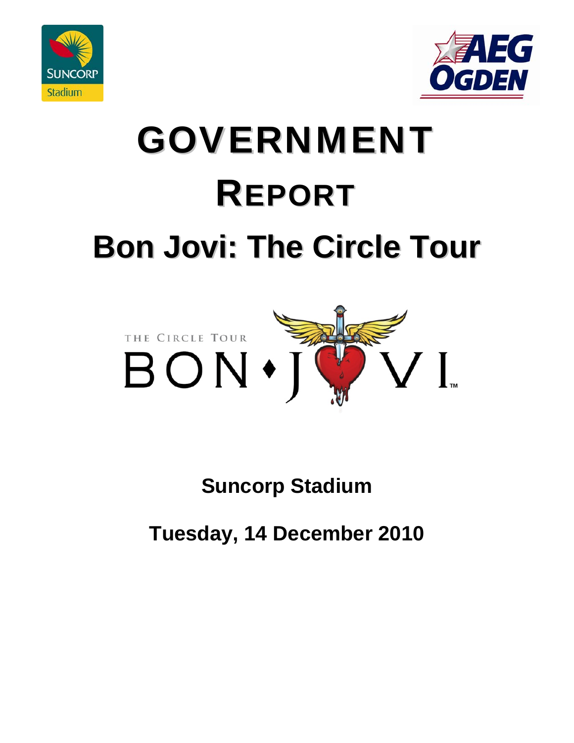# GOVERNMENT REPORT

# Bon Jovi: The Circle Tour

**Suncorp Stadium**

**Tuesday, 14 December 2010**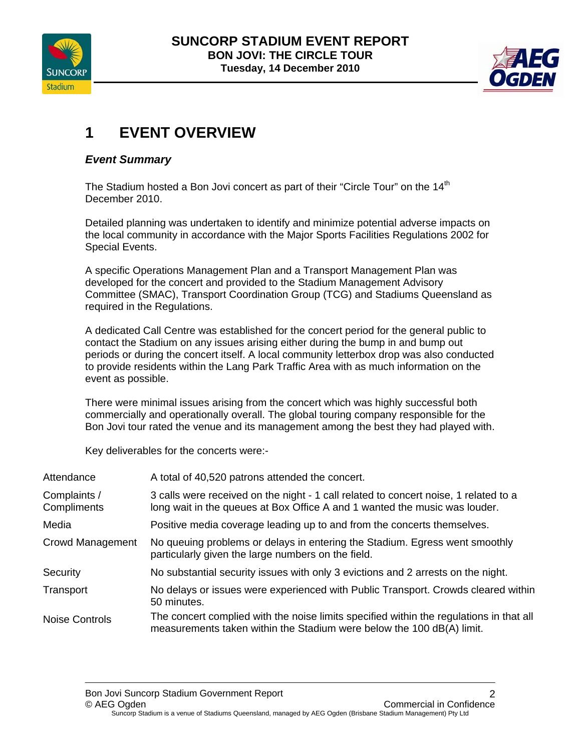# 1 EVENT OVERVIEW

### *Event Summary*

The Stadium hosted a Bon Jovi concert as part of their "Circle Tour" on the 14th December 2010.

Detailed planning was undertaken to identify and minimize potential adverse impacts on the local community in accordance with the Major Sports Facilities Regulations 2002 for Special Events.

A specific Operations Management Plan and a Transport Management Plan was developed for the concert and provided to the Stadium Management Advisory Committee (SMAC), Transport Coordination Group (TCG) and Stadiums Queensland as required in the Regulations.

A dedicated Call Centre was established for the concert period for the general public to contact the Stadium on any issues arising either during the bump in and bump out periods or during the concert itself. A local community letterbox drop was also conducted to provide residents within the Lang Park Traffic Area with as much information on the event as possible.

There were minimal issues arising from the concert which was highly successful both commercially and operationally overall. The global touring company responsible for the Bon Jovi tour rated the venue and its management among the best they had played with.

Key deliverables for the concerts were:-

| | |
|---|---|
| Attendance | A total of 40,520 patrons attended the concert. |
| Complaints / Compliments | 3 calls were received on the night - 1 call related to concert noise, 1 related to a long wait in the queues at Box Office A and 1 wanted the music was louder. |
| Media | Positive media coverage leading up to and from the concerts themselves. |
| Crowd Management | No queuing problems or delays in entering the Stadium. Egress went smoothly particularly given the large numbers on the field. |
| Security | No substantial security issues with only 3 evictions and 2 arrests on the night. |
| Transport | No delays or issues were experienced with Public Transport. Crowds cleared within 50 minutes. |
| Noise Controls | The concert complied with the noise limits specified within the regulations in that all measurements taken within the Stadium were below the 100 dB(A) limit. |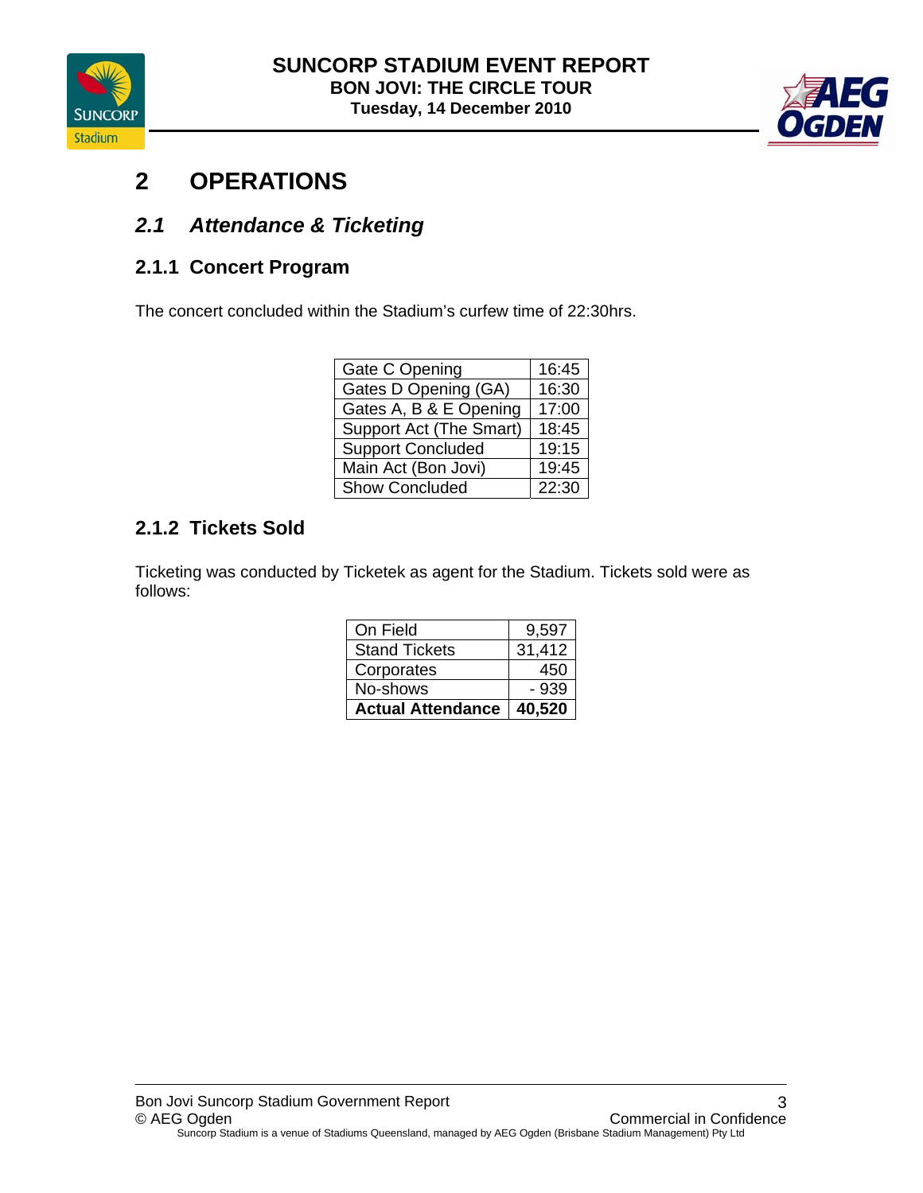# 2 OPERATIONS

## *2.1 Attendance & Ticketing*

### 2.1.1 Concert Program

The concert concluded within the Stadium's curfew time of 22:30hrs.

| | |
|---|---|
| Gate C Opening | 16:45 |
| Gates D Opening (GA) | 16:30 |
| Gates A, B & E Opening | 17:00 |
| Support Act (The Smart) | 18:45 |
| Support Concluded | 19:15 |
| Main Act (Bon Jovi) | 19:45 |
| Show Concluded | 22:30 |

### 2.1.2 Tickets Sold

Ticketing was conducted by Ticketek as agent for the Stadium. Tickets sold were as follows:

| | |
|---|---|
| On Field | 9,597 |
| Stand Tickets | 31,412 |
| Corporates | 450 |
| No-shows | - 939 |
| **Actual Attendance** | **40,520** |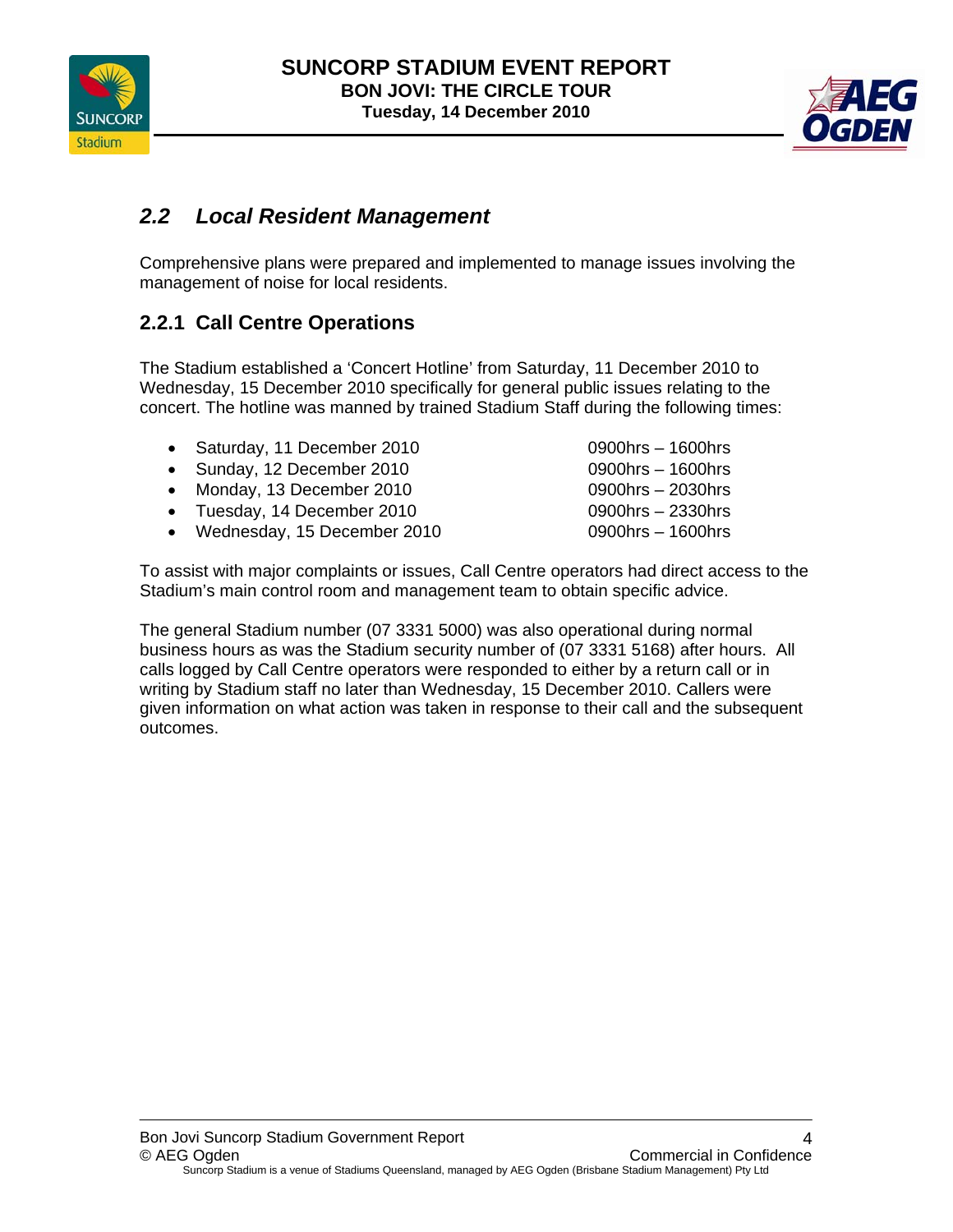## *2.2 Local Resident Management*

Comprehensive plans were prepared and implemented to manage issues involving the management of noise for local residents.

### 2.2.1 Call Centre Operations

The Stadium established a 'Concert Hotline' from Saturday, 11 December 2010 to Wednesday, 15 December 2010 specifically for general public issues relating to the concert. The hotline was manned by trained Stadium Staff during the following times:

- Saturday, 11 December 2010 — 0900hrs – 1600hrs
- Sunday, 12 December 2010 — 0900hrs – 1600hrs
- Monday, 13 December 2010 — 0900hrs – 2030hrs
- Tuesday, 14 December 2010 — 0900hrs – 2330hrs
- Wednesday, 15 December 2010 — 0900hrs – 1600hrs

To assist with major complaints or issues, Call Centre operators had direct access to the Stadium's main control room and management team to obtain specific advice.

The general Stadium number (07 3331 5000) was also operational during normal business hours as was the Stadium security number of (07 3331 5168) after hours. All calls logged by Call Centre operators were responded to either by a return call or in writing by Stadium staff no later than Wednesday, 15 December 2010. Callers were given information on what action was taken in response to their call and the subsequent outcomes.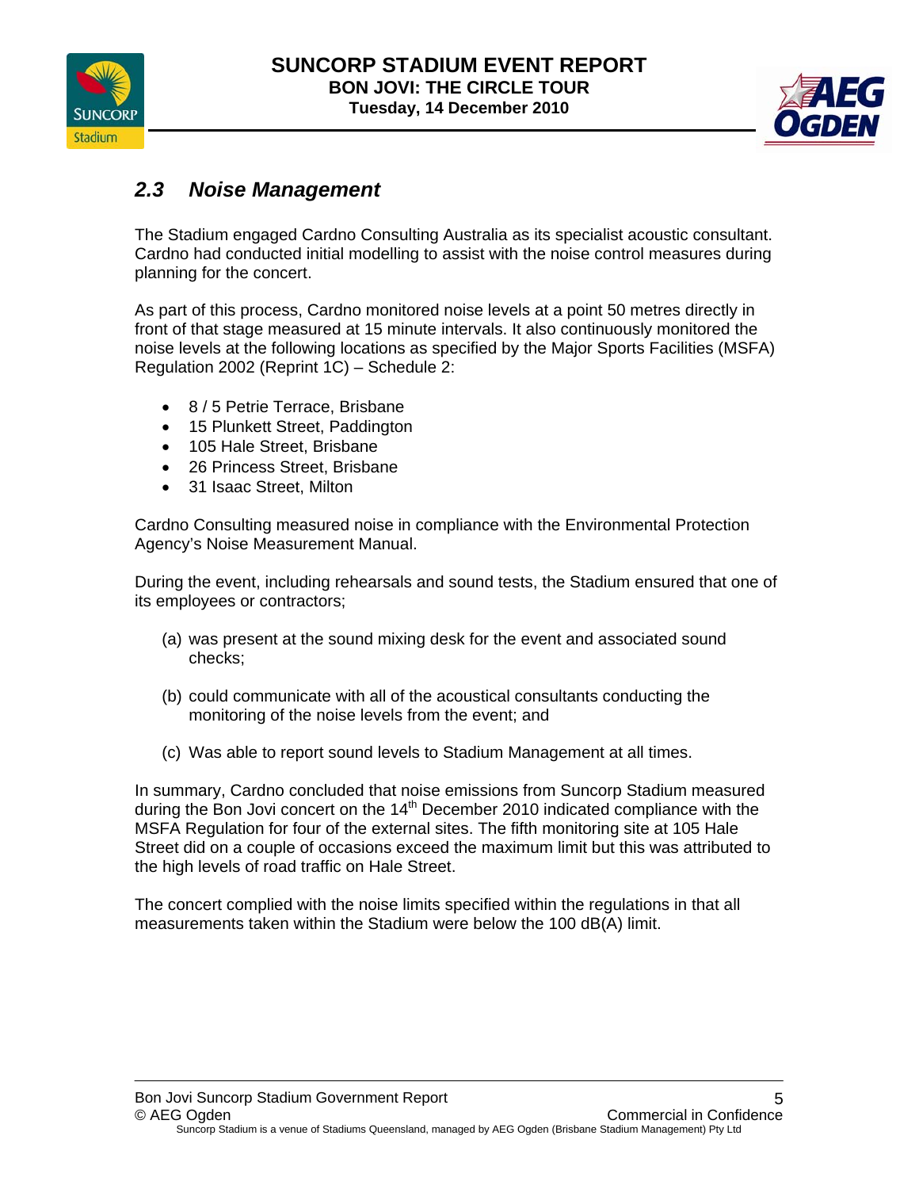## 2.3 Noise Management

The Stadium engaged Cardno Consulting Australia as its specialist acoustic consultant. Cardno had conducted initial modelling to assist with the noise control measures during planning for the concert.

As part of this process, Cardno monitored noise levels at a point 50 metres directly in front of that stage measured at 15 minute intervals. It also continuously monitored the noise levels at the following locations as specified by the Major Sports Facilities (MSFA) Regulation 2002 (Reprint 1C) – Schedule 2:

- 8 / 5 Petrie Terrace, Brisbane
- 15 Plunkett Street, Paddington
- 105 Hale Street, Brisbane
- 26 Princess Street, Brisbane
- 31 Isaac Street, Milton

Cardno Consulting measured noise in compliance with the Environmental Protection Agency's Noise Measurement Manual.

During the event, including rehearsals and sound tests, the Stadium ensured that one of its employees or contractors;

(a) was present at the sound mixing desk for the event and associated sound checks;

(b) could communicate with all of the acoustical consultants conducting the monitoring of the noise levels from the event; and

(c) Was able to report sound levels to Stadium Management at all times.

In summary, Cardno concluded that noise emissions from Suncorp Stadium measured during the Bon Jovi concert on the 14th December 2010 indicated compliance with the MSFA Regulation for four of the external sites. The fifth monitoring site at 105 Hale Street did on a couple of occasions exceed the maximum limit but this was attributed to the high levels of road traffic on Hale Street.

The concert complied with the noise limits specified within the regulations in that all measurements taken within the Stadium were below the 100 dB(A) limit.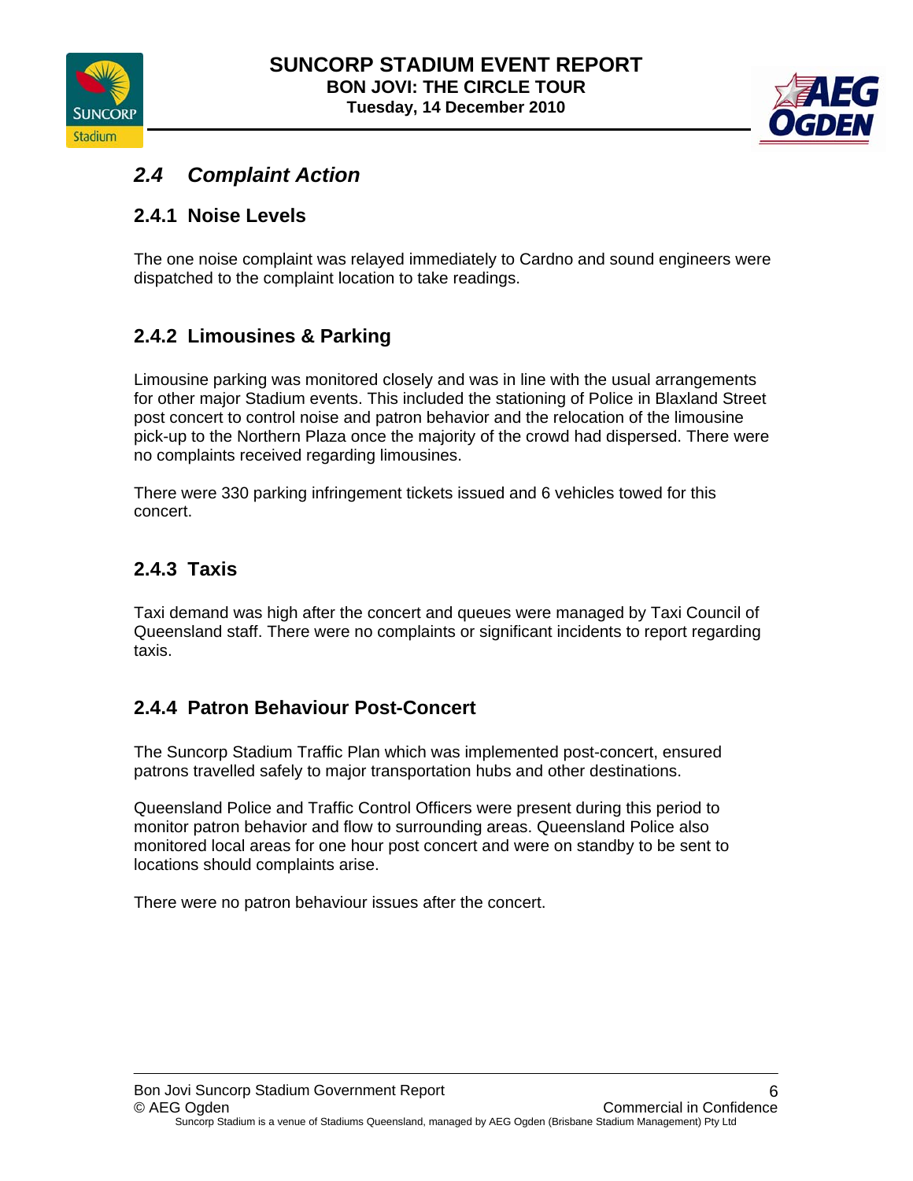## 2.4 *Complaint Action*

### 2.4.1 Noise Levels

The one noise complaint was relayed immediately to Cardno and sound engineers were dispatched to the complaint location to take readings.

### 2.4.2 Limousines & Parking

Limousine parking was monitored closely and was in line with the usual arrangements for other major Stadium events. This included the stationing of Police in Blaxland Street post concert to control noise and patron behavior and the relocation of the limousine pick-up to the Northern Plaza once the majority of the crowd had dispersed. There were no complaints received regarding limousines.

There were 330 parking infringement tickets issued and 6 vehicles towed for this concert.

### 2.4.3 Taxis

Taxi demand was high after the concert and queues were managed by Taxi Council of Queensland staff. There were no complaints or significant incidents to report regarding taxis.

### 2.4.4 Patron Behaviour Post-Concert

The Suncorp Stadium Traffic Plan which was implemented post-concert, ensured patrons travelled safely to major transportation hubs and other destinations.

Queensland Police and Traffic Control Officers were present during this period to monitor patron behavior and flow to surrounding areas. Queensland Police also monitored local areas for one hour post concert and were on standby to be sent to locations should complaints arise.

There were no patron behaviour issues after the concert.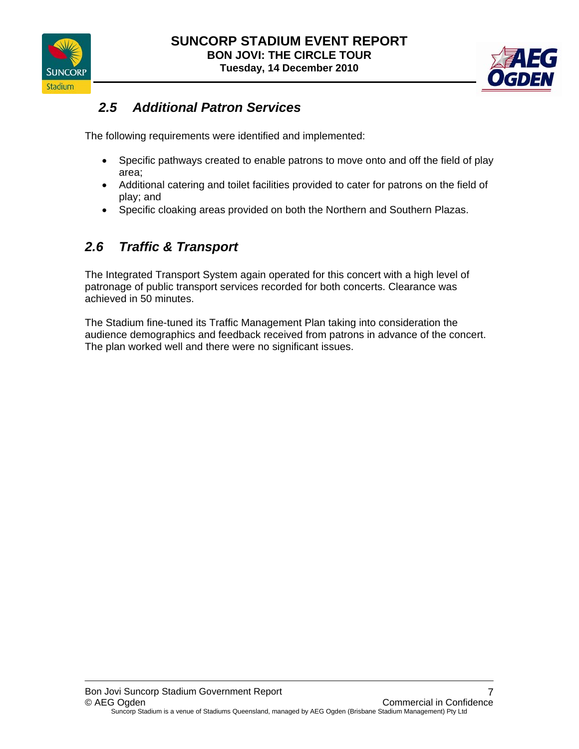## 2.5 Additional Patron Services

The following requirements were identified and implemented:

- Specific pathways created to enable patrons to move onto and off the field of play area;
- Additional catering and toilet facilities provided to cater for patrons on the field of play; and
- Specific cloaking areas provided on both the Northern and Southern Plazas.

## 2.6 Traffic & Transport

The Integrated Transport System again operated for this concert with a high level of patronage of public transport services recorded for both concerts. Clearance was achieved in 50 minutes.

The Stadium fine-tuned its Traffic Management Plan taking into consideration the audience demographics and feedback received from patrons in advance of the concert. The plan worked well and there were no significant issues.